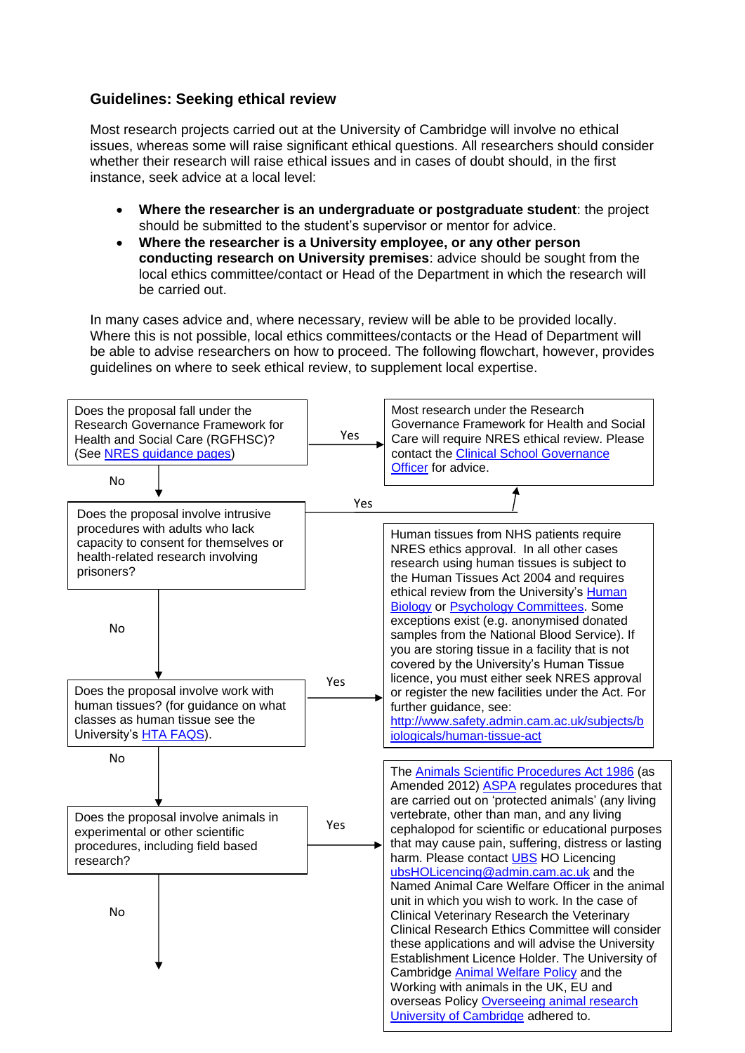### Guidelines: Seeking ethical review

Most research projects carried out at the University of Cambridge will involve no ethical issues, whereas some will raise significant ethical questions. All researchers should consider whether their research will raise ethical issues and in cases of doubt should, in the first instance, seek advice at a local level:

- **Where the researcher is an undergraduate or postgraduate student**: the project should be submitted to the student's supervisor or mentor for advice.
- **Where the researcher is a University employee, or any other person conducting research on University premises**: advice should be sought from the local ethics committee/contact or Head of the Department in which the research will be carried out.

In many cases advice and, where necessary, review will be able to be provided locally. Where this is not possible, local ethics committees/contacts or the Head of Department will be able to advise researchers on how to proceed. The following flowchart, however, provides guidelines on where to seek ethical review, to supplement local expertise.

Does the proposal fall under the Research Governance Framework for Health and Social Care (RGFHSC)? (See NRES guidance pages)

→ Yes: Most research under the Research Governance Framework for Health and Social Care will require NRES ethical review. Please contact the Clinical School Governance Officer for advice.

↓ No

Does the proposal involve intrusive procedures with adults who lack capacity to consent for themselves or health-related research involving prisoners?

→ Yes: (see above – Most research under the Research Governance Framework for Health and Social Care will require NRES ethical review. Please contact the Clinical School Governance Officer for advice.)

↓ No

Does the proposal involve work with human tissues? (for guidance on what classes as human tissue see the University's HTA FAQS).

→ Yes: Human tissues from NHS patients require NRES ethics approval. In all other cases research using human tissues is subject to the Human Tissues Act 2004 and requires ethical review from the University's Human Biology or Psychology Committees. Some exceptions exist (e.g. anonymised donated samples from the National Blood Service). If you are storing tissue in a facility that is not covered by the University's Human Tissue licence, you must either seek NRES approval or register the new facilities under the Act. For further guidance, see: http://www.safety.admin.cam.ac.uk/subjects/biologicals/human-tissue-act

↓ No

Does the proposal involve animals in experimental or other scientific procedures, including field based research?

→ Yes: The Animals Scientific Procedures Act 1986 (as Amended 2012) ASPA regulates procedures that are carried out on 'protected animals' (any living vertebrate, other than man, and any living cephalopod for scientific or educational purposes that may cause pain, suffering, distress or lasting harm. Please contact UBS HO Licencing ubsHOLicencing@admin.cam.ac.uk and the Named Animal Care Welfare Officer in the animal unit in which you wish to work. In the case of Clinical Veterinary Research the Veterinary Clinical Research Ethics Committee will consider these applications and will advise the University Establishment Licence Holder. The University of Cambridge Animal Welfare Policy and the Working with animals in the UK, EU and overseas Policy Overseeing animal research University of Cambridge adhered to.

↓ No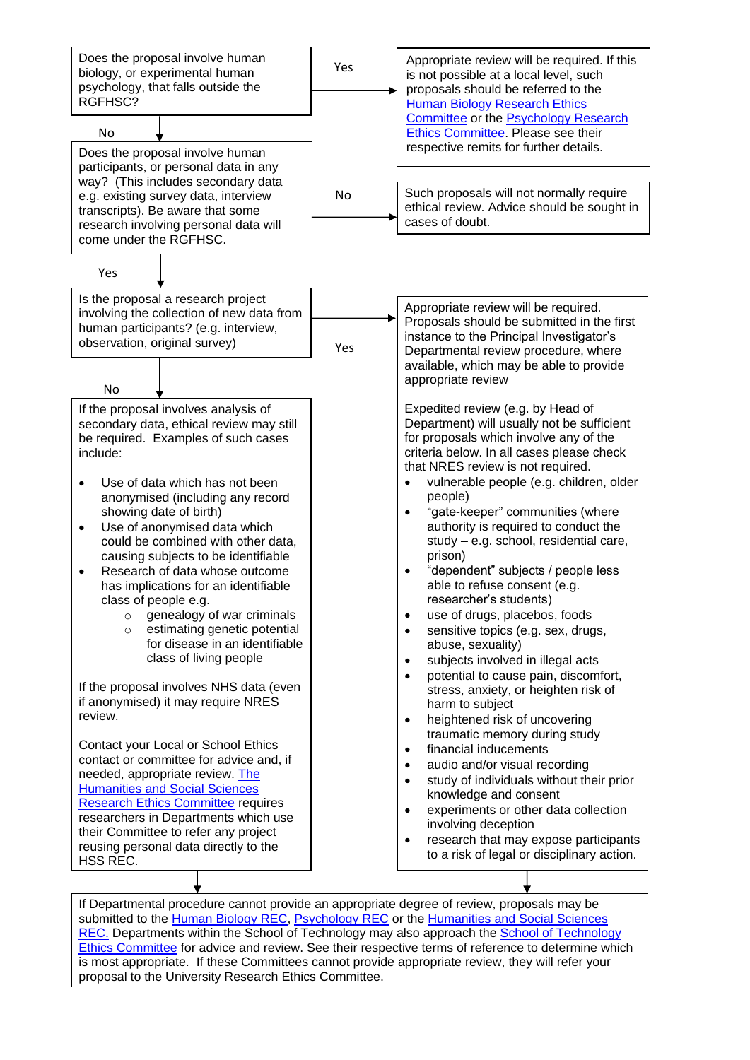Does the proposal involve human biology, or experimental human psychology, that falls outside the RGFHSC?

**Yes** → Appropriate review will be required. If this is not possible at a local level, such proposals should be referred to the Human Biology Research Ethics Committee or the Psychology Research Ethics Committee. Please see their respective remits for further details.

**No** ↓

Does the proposal involve human participants, or personal data in any way? (This includes secondary data e.g. existing survey data, interview transcripts). Be aware that some research involving personal data will come under the RGFHSC.

**No** → Such proposals will not normally require ethical review. Advice should be sought in cases of doubt.

**Yes** ↓

Is the proposal a research project involving the collection of new data from human participants? (e.g. interview, observation, original survey)

**Yes** → Appropriate review will be required. Proposals should be submitted in the first instance to the Principal Investigator's Departmental review procedure, where available, which may be able to provide appropriate review

Expedited review (e.g. by Head of Department) will usually not be sufficient for proposals which involve any of the criteria below. In all cases please check that NRES review is not required.

- vulnerable people (e.g. children, older people)
- "gate-keeper" communities (where authority is required to conduct the study – e.g. school, residential care, prison)
- "dependent" subjects / people less able to refuse consent (e.g. researcher's students)
- use of drugs, placebos, foods
- sensitive topics (e.g. sex, drugs, abuse, sexuality)
- subjects involved in illegal acts
- potential to cause pain, discomfort, stress, anxiety, or heighten risk of harm to subject
- heightened risk of uncovering traumatic memory during study
- financial inducements
- audio and/or visual recording
- study of individuals without their prior knowledge and consent
- experiments or other data collection involving deception
- research that may expose participants to a risk of legal or disciplinary action.

**No** ↓

If the proposal involves analysis of secondary data, ethical review may still be required. Examples of such cases include:

- Use of data which has not been anonymised (including any record showing date of birth)
- Use of anonymised data which could be combined with other data, causing subjects to be identifiable
- Research of data whose outcome has implications for an identifiable class of people e.g.
  - genealogy of war criminals
  - estimating genetic potential for disease in an identifiable class of living people

If the proposal involves NHS data (even if anonymised) it may require NRES review.

Contact your Local or School Ethics contact or committee for advice and, if needed, appropriate review. The Humanities and Social Sciences Research Ethics Committee requires researchers in Departments which use their Committee to refer any project reusing personal data directly to the HSS REC.

↓

If Departmental procedure cannot provide an appropriate degree of review, proposals may be submitted to the Human Biology REC, Psychology REC or the Humanities and Social Sciences REC. Departments within the School of Technology may also approach the School of Technology Ethics Committee for advice and review. See their respective terms of reference to determine which is most appropriate. If these Committees cannot provide appropriate review, they will refer your proposal to the University Research Ethics Committee.